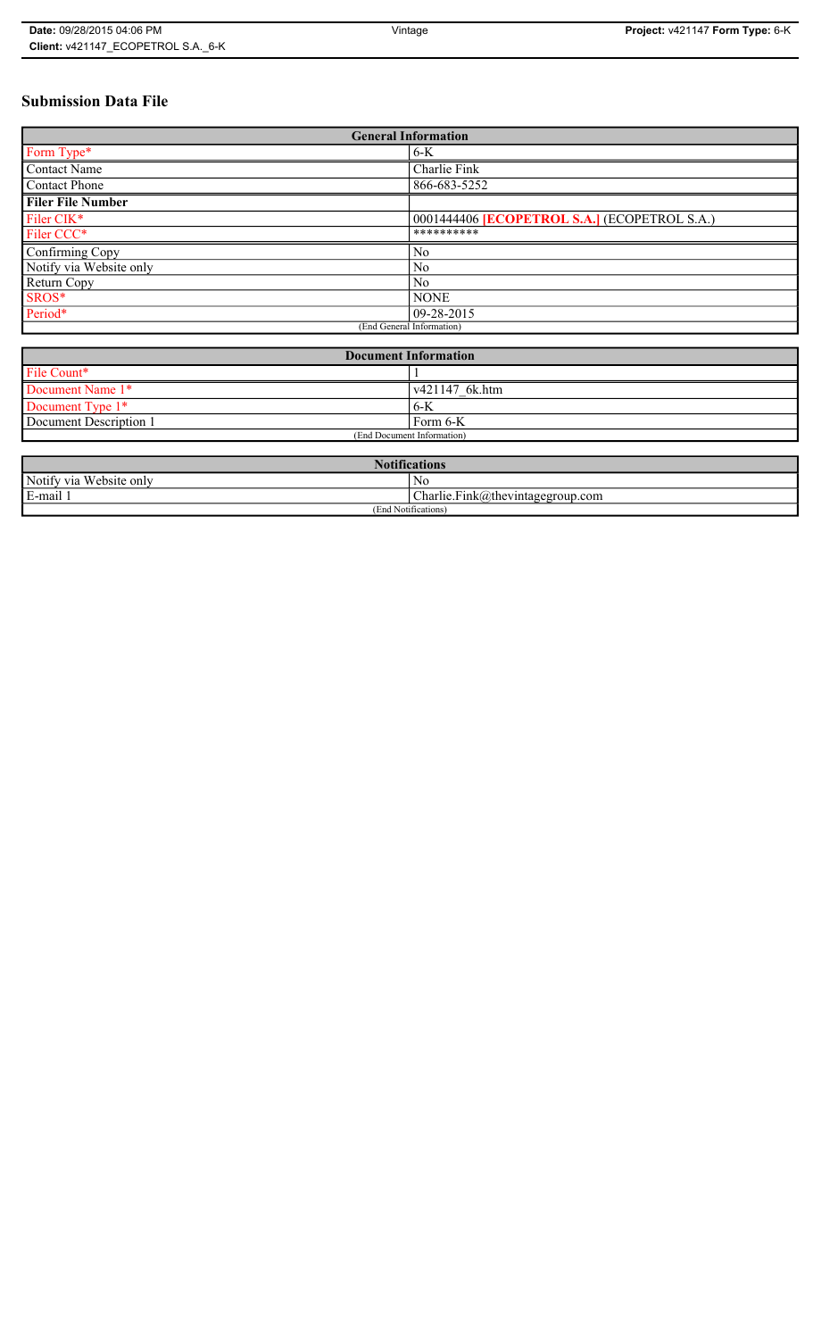# Submission Data File

| General Information | |
|---|---|
| Form Type* | 6-K |
| Contact Name | Charlie Fink |
| Contact Phone | 866-683-5252 |
| **Filer File Number** | |
| Filer CIK* | 0001444406 **[ECOPETROL S.A.]** (ECOPETROL S.A.) |
| Filer CCC* | ********** |
| Confirming Copy | No |
| Notify via Website only | No |
| Return Copy | No |
| SROS* | NONE |
| Period* | 09-28-2015 |
| (End General Information) | |

| Document Information | |
|---|---|
| File Count* | 1 |
| Document Name 1* | v421147_6k.htm |
| Document Type 1* | 6-K |
| Document Description 1 | Form 6-K |
| (End Document Information) | |

| Notifications | |
|---|---|
| Notify via Website only | No |
| E-mail 1 | Charlie.Fink@thevintagegroup.com |
| (End Notifications) | |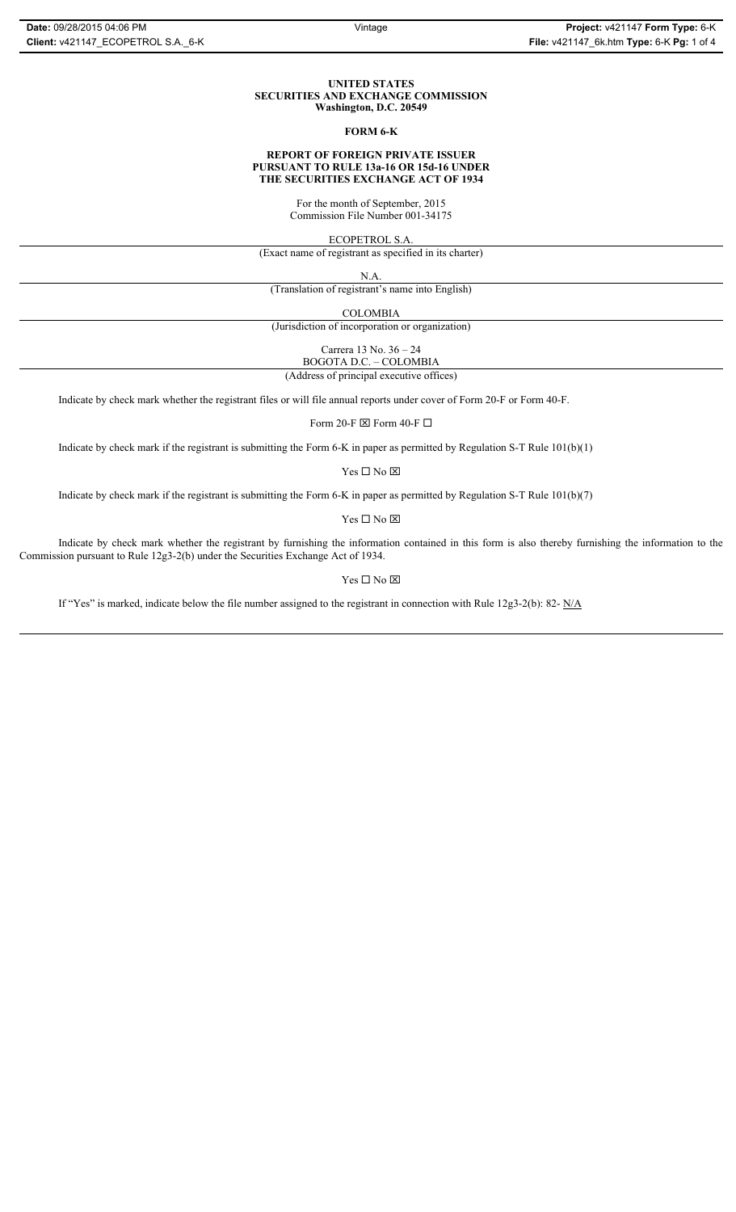**UNITED STATES**
**SECURITIES AND EXCHANGE COMMISSION**
**Washington, D.C. 20549**

**FORM 6-K**

**REPORT OF FOREIGN PRIVATE ISSUER**
**PURSUANT TO RULE 13a-16 OR 15d-16 UNDER**
**THE SECURITIES EXCHANGE ACT OF 1934**

For the month of September, 2015
Commission File Number 001-34175

ECOPETROL S.A.
(Exact name of registrant as specified in its charter)

N.A.
(Translation of registrant's name into English)

COLOMBIA
(Jurisdiction of incorporation or organization)

Carrera 13 No. 36 – 24
BOGOTA D.C. – COLOMBIA
(Address of principal executive offices)

Indicate by check mark whether the registrant files or will file annual reports under cover of Form 20-F or Form 40-F.

Form 20-F ☒ Form 40-F ☐

Indicate by check mark if the registrant is submitting the Form 6-K in paper as permitted by Regulation S-T Rule 101(b)(1)

Yes ☐ No ☒

Indicate by check mark if the registrant is submitting the Form 6-K in paper as permitted by Regulation S-T Rule 101(b)(7)

Yes ☐ No ☒

Indicate by check mark whether the registrant by furnishing the information contained in this form is also thereby furnishing the information to the Commission pursuant to Rule 12g3-2(b) under the Securities Exchange Act of 1934.

Yes ☐ No ☒

If "Yes" is marked, indicate below the file number assigned to the registrant in connection with Rule 12g3-2(b): 82- N/A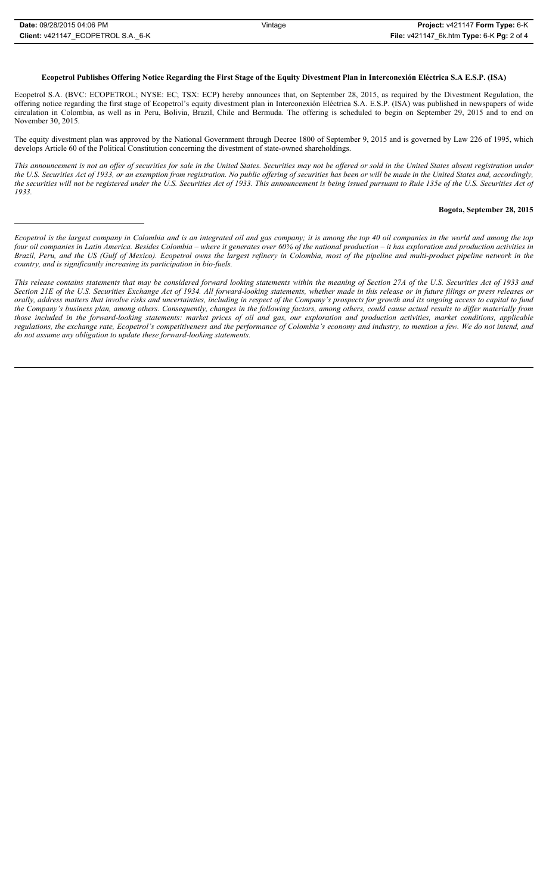**Ecopetrol Publishes Offering Notice Regarding the First Stage of the Equity Divestment Plan in Interconexión Eléctrica S.A E.S.P. (ISA)**

Ecopetrol S.A. (BVC: ECOPETROL; NYSE: EC; TSX: ECP) hereby announces that, on September 28, 2015, as required by the Divestment Regulation, the offering notice regarding the first stage of Ecopetrol's equity divestment plan in Interconexión Eléctrica S.A. E.S.P. (ISA) was published in newspapers of wide circulation in Colombia, as well as in Peru, Bolivia, Brazil, Chile and Bermuda. The offering is scheduled to begin on September 29, 2015 and to end on November 30, 2015.

The equity divestment plan was approved by the National Government through Decree 1800 of September 9, 2015 and is governed by Law 226 of 1995, which develops Article 60 of the Political Constitution concerning the divestment of state-owned shareholdings.

*This announcement is not an offer of securities for sale in the United States. Securities may not be offered or sold in the United States absent registration under the U.S. Securities Act of 1933, or an exemption from registration. No public offering of securities has been or will be made in the United States and, accordingly, the securities will not be registered under the U.S. Securities Act of 1933. This announcement is being issued pursuant to Rule 135e of the U.S. Securities Act of 1933.*

**Bogota, September 28, 2015**

---

*Ecopetrol is the largest company in Colombia and is an integrated oil and gas company; it is among the top 40 oil companies in the world and among the top four oil companies in Latin America. Besides Colombia – where it generates over 60% of the national production – it has exploration and production activities in Brazil, Peru, and the US (Gulf of Mexico). Ecopetrol owns the largest refinery in Colombia, most of the pipeline and multi-product pipeline network in the country, and is significantly increasing its participation in bio-fuels.*

*This release contains statements that may be considered forward looking statements within the meaning of Section 27A of the U.S. Securities Act of 1933 and Section 21E of the U.S. Securities Exchange Act of 1934. All forward-looking statements, whether made in this release or in future filings or press releases or orally, address matters that involve risks and uncertainties, including in respect of the Company's prospects for growth and its ongoing access to capital to fund the Company's business plan, among others. Consequently, changes in the following factors, among others, could cause actual results to differ materially from those included in the forward-looking statements: market prices of oil and gas, our exploration and production activities, market conditions, applicable regulations, the exchange rate, Ecopetrol's competitiveness and the performance of Colombia's economy and industry, to mention a few. We do not intend, and do not assume any obligation to update these forward-looking statements.*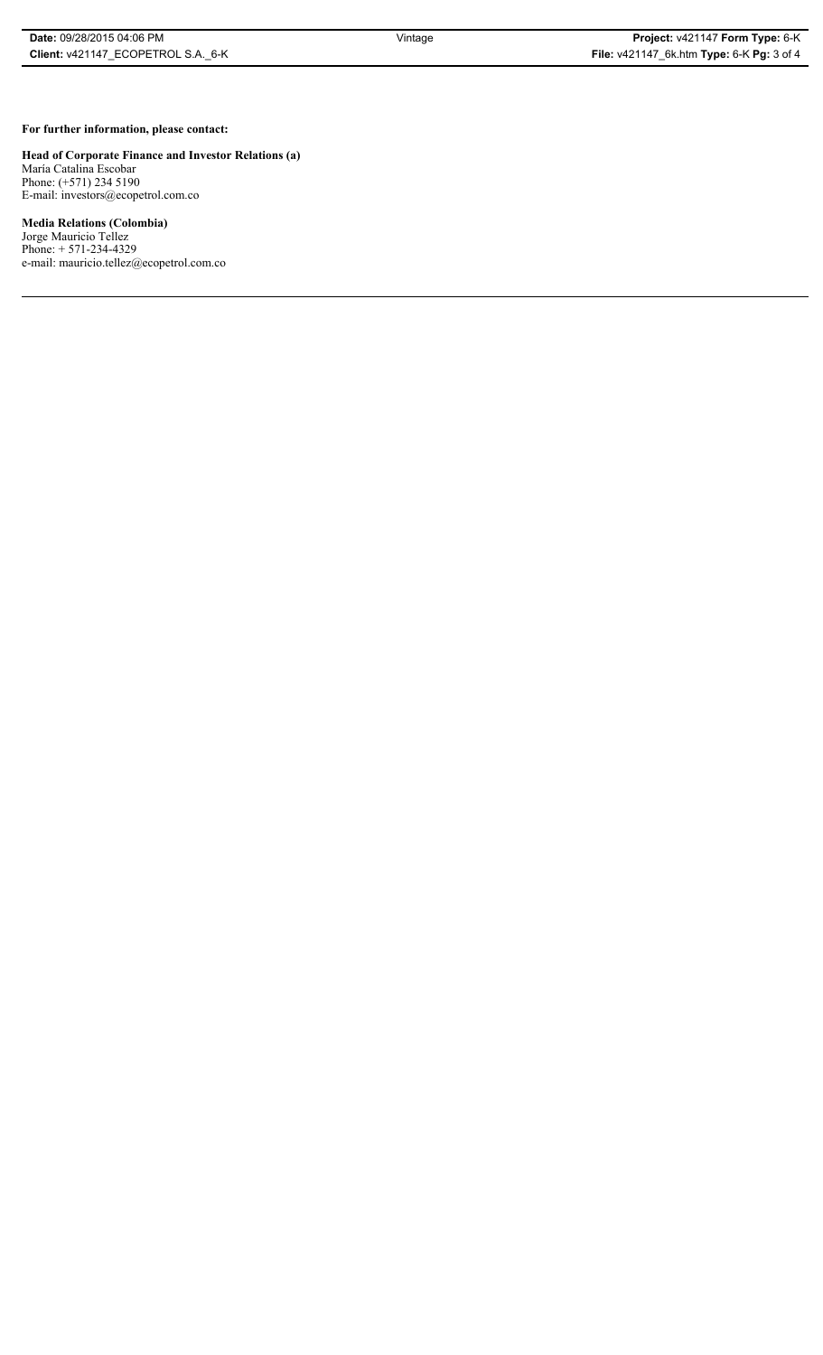**For further information, please contact:**

**Head of Corporate Finance and Investor Relations (a)**
María Catalina Escobar
Phone: (+571) 234 5190
E-mail: investors@ecopetrol.com.co

**Media Relations (Colombia)**
Jorge Mauricio Tellez
Phone: + 571-234-4329
e-mail: mauricio.tellez@ecopetrol.com.co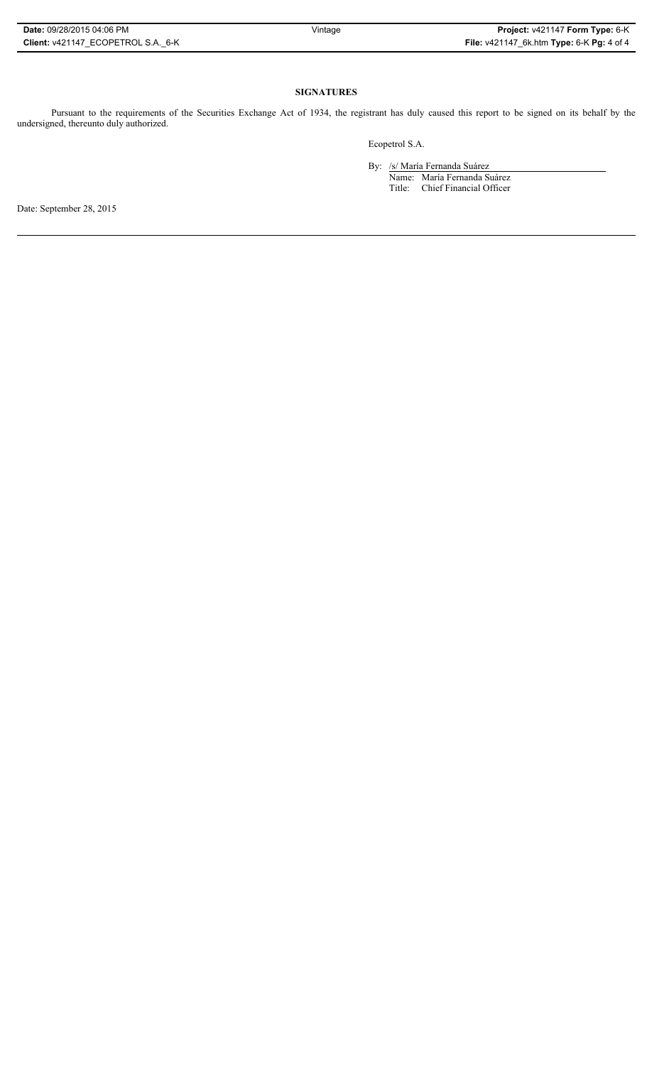## SIGNATURES

Pursuant to the requirements of the Securities Exchange Act of 1934, the registrant has duly caused this report to be signed on its behalf by the undersigned, thereunto duly authorized.

Ecopetrol S.A.

By: /s/ María Fernanda Suárez

Name: María Fernanda Suárez

Title: Chief Financial Officer

Date: September 28, 2015